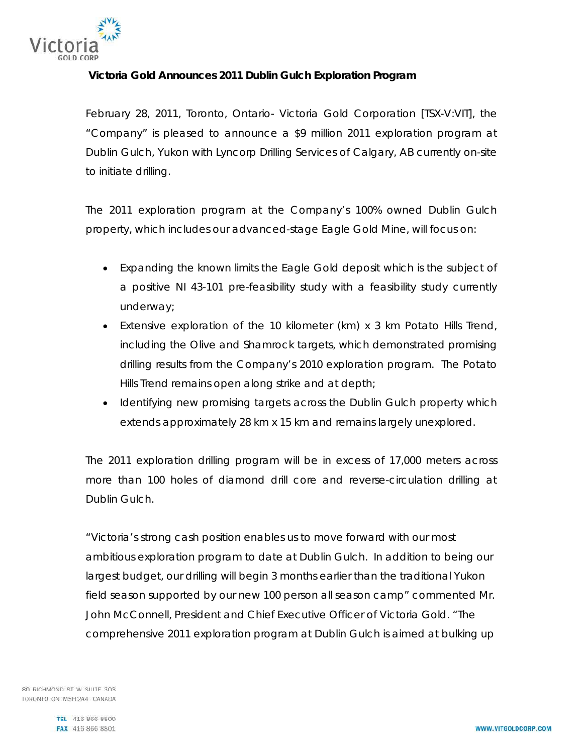**Victoria Gold Announces 2011 Dublin Gulch Exploration Program**

February 28, 2011, Toronto, Ontario- Victoria Gold Corporation [TSX-V:VIT], the "Company" is pleased to announce a $9 million 2011 exploration program at Dublin Gulch, Yukon with Lyncorp Drilling Services of Calgary, AB currently on-site to initiate drilling.

The 2011 exploration program at the Company's 100% owned Dublin Gulch property, which includes our advanced-stage Eagle Gold Mine, will focus on:

- Expanding the known limits the Eagle Gold deposit which is the subject of a positive NI 43-101 pre-feasibility study with a feasibility study currently underway;
- Extensive exploration of the 10 kilometer (km) x 3 km Potato Hills Trend, including the Olive and Shamrock targets, which demonstrated promising drilling results from the Company's 2010 exploration program. The Potato Hills Trend remains open along strike and at depth;
- Identifying new promising targets across the Dublin Gulch property which extends approximately 28 km x 15 km and remains largely unexplored.

The 2011 exploration drilling program will be in excess of 17,000 meters across more than 100 holes of diamond drill core and reverse-circulation drilling at Dublin Gulch.

"Victoria's strong cash position enables us to move forward with our most ambitious exploration program to date at Dublin Gulch. In addition to being our largest budget, our drilling will begin 3 months earlier than the traditional Yukon field season supported by our new 100 person all season camp" commented Mr. John McConnell, President and Chief Executive Officer of Victoria Gold. "The comprehensive 2011 exploration program at Dublin Gulch is aimed at bulking up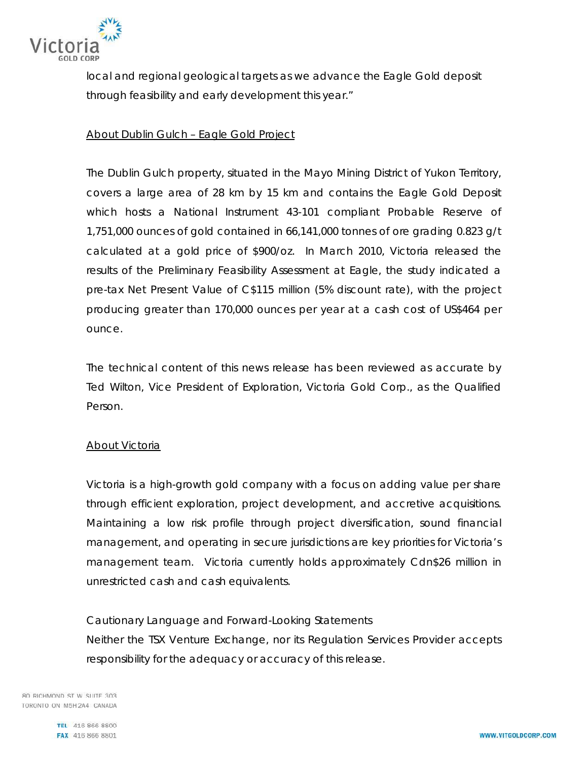local and regional geological targets as we advance the Eagle Gold deposit through feasibility and early development this year."

## About Dublin Gulch – Eagle Gold Project

The Dublin Gulch property, situated in the Mayo Mining District of Yukon Territory, covers a large area of 28 km by 15 km and contains the Eagle Gold Deposit which hosts a National Instrument 43-101 compliant Probable Reserve of 1,751,000 ounces of gold contained in 66,141,000 tonnes of ore grading 0.823 g/t calculated at a gold price of $900/oz. In March 2010, Victoria released the results of the Preliminary Feasibility Assessment at Eagle, the study indicated a pre-tax Net Present Value of C$115 million (5% discount rate), with the project producing greater than 170,000 ounces per year at a cash cost of US$464 per ounce.

The technical content of this news release has been reviewed as accurate by Ted Wilton, Vice President of Exploration, Victoria Gold Corp., as the Qualified Person.

## About Victoria

Victoria is a high-growth gold company with a focus on adding value per share through efficient exploration, project development, and accretive acquisitions. Maintaining a low risk profile through project diversification, sound financial management, and operating in secure jurisdictions are key priorities for Victoria's management team. Victoria currently holds approximately Cdn$26 million in unrestricted cash and cash equivalents.

Cautionary Language and Forward-Looking Statements

Neither the TSX Venture Exchange, nor its Regulation Services Provider accepts responsibility for the adequacy or accuracy of this release.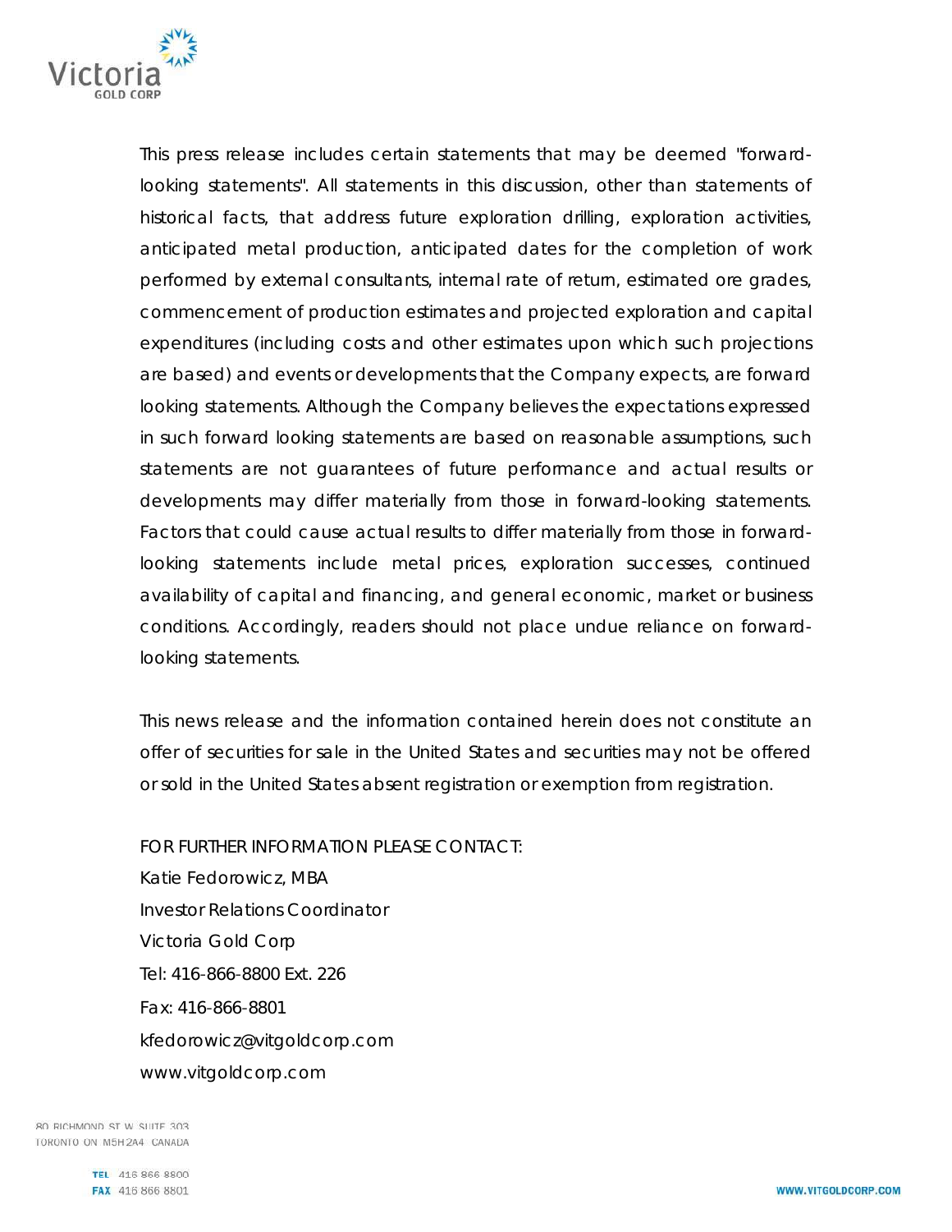This press release includes certain statements that may be deemed "forward-looking statements". All statements in this discussion, other than statements of historical facts, that address future exploration drilling, exploration activities, anticipated metal production, anticipated dates for the completion of work performed by external consultants, internal rate of return, estimated ore grades, commencement of production estimates and projected exploration and capital expenditures (including costs and other estimates upon which such projections are based) and events or developments that the Company expects, are forward looking statements. Although the Company believes the expectations expressed in such forward looking statements are based on reasonable assumptions, such statements are not guarantees of future performance and actual results or developments may differ materially from those in forward-looking statements. Factors that could cause actual results to differ materially from those in forward-looking statements include metal prices, exploration successes, continued availability of capital and financing, and general economic, market or business conditions. Accordingly, readers should not place undue reliance on forward-looking statements.

This news release and the information contained herein does not constitute an offer of securities for sale in the United States and securities may not be offered or sold in the United States absent registration or exemption from registration.

FOR FURTHER INFORMATION PLEASE CONTACT:
Katie Fedorowicz, MBA
Investor Relations Coordinator
Victoria Gold Corp
Tel: 416-866-8800 Ext. 226
Fax: 416-866-8801
kfedorowicz@vitgoldcorp.com
www.vitgoldcorp.com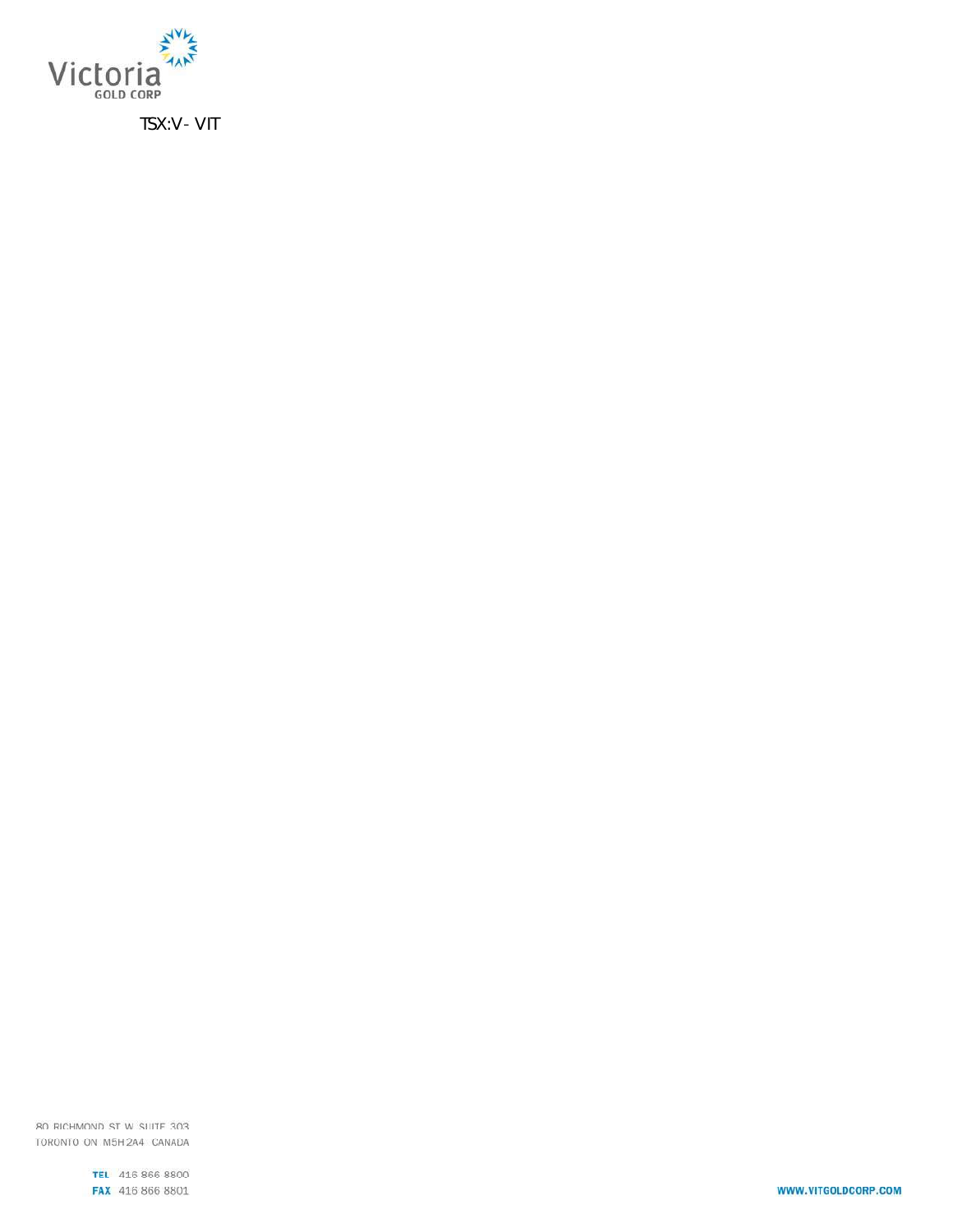Victoria
GOLD CORP

TSX:V- VIT

80 RICHMOND ST W SUITE 303
TORONTO ON M5H 2A4 CANADA

**TEL** 416 866 8800
**FAX** 416 866 8801

**WWW.VITGOLDCORP.COM**